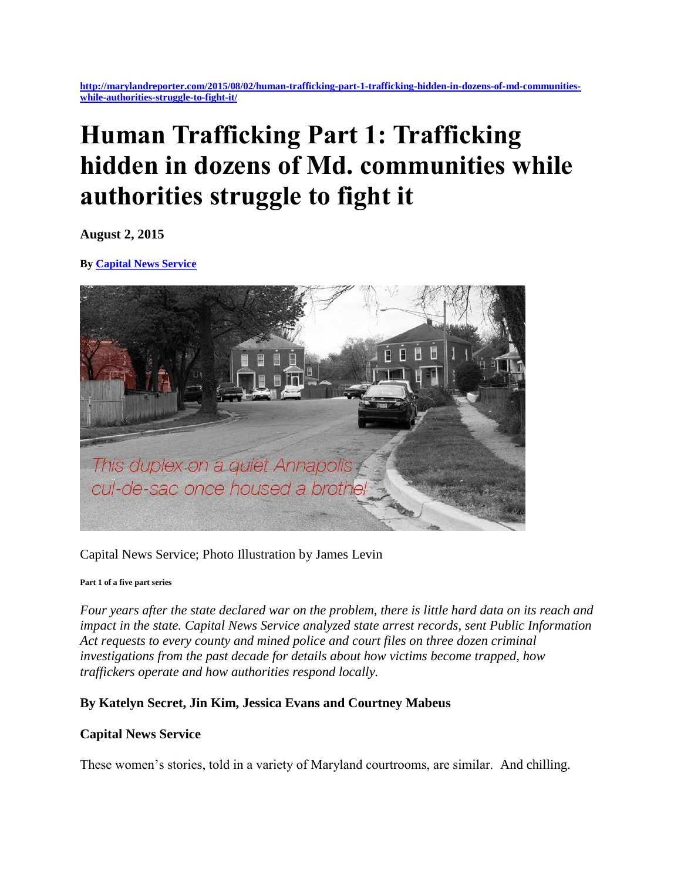http://marylandreporter.com/2015/08/02/human-trafficking-part-1-trafficking-hidden-in-dozens-of-md-communities-while-authorities-struggle-to-fight-it/

# Human Trafficking Part 1: Trafficking hidden in dozens of Md. communities while authorities struggle to fight it

**August 2, 2015**

**By Capital News Service**

This duplex on a quiet Annapolis cul-de-sac once housed a brothel

Capital News Service; Photo Illustration by James Levin

**Part 1 of a five part series**

*Four years after the state declared war on the problem, there is little hard data on its reach and impact in the state. Capital News Service analyzed state arrest records, sent Public Information Act requests to every county and mined police and court files on three dozen criminal investigations from the past decade for details about how victims become trapped, how traffickers operate and how authorities respond locally.*

**By Katelyn Secret, Jin Kim, Jessica Evans and Courtney Mabeus**

**Capital News Service**

These women's stories, told in a variety of Maryland courtrooms, are similar. And chilling.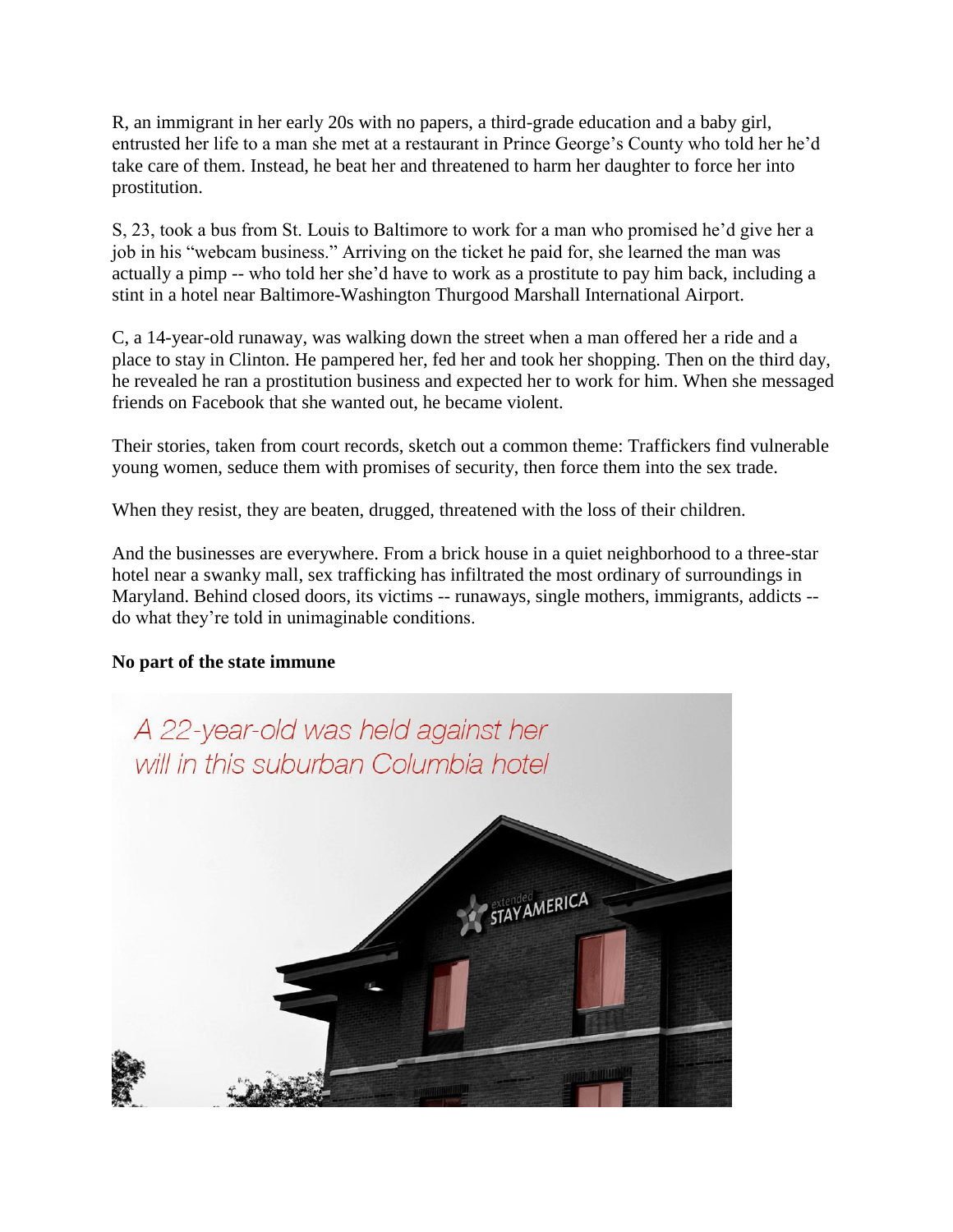R, an immigrant in her early 20s with no papers, a third-grade education and a baby girl, entrusted her life to a man she met at a restaurant in Prince George's County who told her he'd take care of them. Instead, he beat her and threatened to harm her daughter to force her into prostitution.

S, 23, took a bus from St. Louis to Baltimore to work for a man who promised he'd give her a job in his "webcam business." Arriving on the ticket he paid for, she learned the man was actually a pimp -- who told her she'd have to work as a prostitute to pay him back, including a stint in a hotel near Baltimore-Washington Thurgood Marshall International Airport.

C, a 14-year-old runaway, was walking down the street when a man offered her a ride and a place to stay in Clinton. He pampered her, fed her and took her shopping. Then on the third day, he revealed he ran a prostitution business and expected her to work for him. When she messaged friends on Facebook that she wanted out, he became violent.

Their stories, taken from court records, sketch out a common theme: Traffickers find vulnerable young women, seduce them with promises of security, then force them into the sex trade.

When they resist, they are beaten, drugged, threatened with the loss of their children.

And the businesses are everywhere. From a brick house in a quiet neighborhood to a three-star hotel near a swanky mall, sex trafficking has infiltrated the most ordinary of surroundings in Maryland. Behind closed doors, its victims -- runaways, single mothers, immigrants, addicts -- do what they're told in unimaginable conditions.

**No part of the state immune**

*A 22-year-old was held against her will in this suburban Columbia hotel*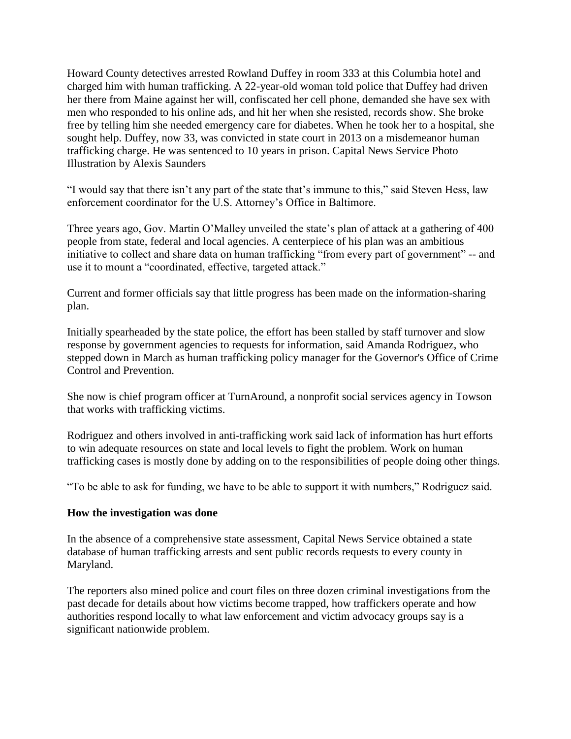Howard County detectives arrested Rowland Duffey in room 333 at this Columbia hotel and charged him with human trafficking. A 22-year-old woman told police that Duffey had driven her there from Maine against her will, confiscated her cell phone, demanded she have sex with men who responded to his online ads, and hit her when she resisted, records show. She broke free by telling him she needed emergency care for diabetes. When he took her to a hospital, she sought help. Duffey, now 33, was convicted in state court in 2013 on a misdemeanor human trafficking charge. He was sentenced to 10 years in prison. Capital News Service Photo Illustration by Alexis Saunders

"I would say that there isn't any part of the state that's immune to this," said Steven Hess, law enforcement coordinator for the U.S. Attorney's Office in Baltimore.

Three years ago, Gov. Martin O'Malley unveiled the state's plan of attack at a gathering of 400 people from state, federal and local agencies. A centerpiece of his plan was an ambitious initiative to collect and share data on human trafficking "from every part of government" -- and use it to mount a "coordinated, effective, targeted attack."

Current and former officials say that little progress has been made on the information-sharing plan.

Initially spearheaded by the state police, the effort has been stalled by staff turnover and slow response by government agencies to requests for information, said Amanda Rodriguez, who stepped down in March as human trafficking policy manager for the Governor's Office of Crime Control and Prevention.

She now is chief program officer at TurnAround, a nonprofit social services agency in Towson that works with trafficking victims.

Rodriguez and others involved in anti-trafficking work said lack of information has hurt efforts to win adequate resources on state and local levels to fight the problem. Work on human trafficking cases is mostly done by adding on to the responsibilities of people doing other things.

"To be able to ask for funding, we have to be able to support it with numbers," Rodriguez said.

**How the investigation was done**

In the absence of a comprehensive state assessment, Capital News Service obtained a state database of human trafficking arrests and sent public records requests to every county in Maryland.

The reporters also mined police and court files on three dozen criminal investigations from the past decade for details about how victims become trapped, how traffickers operate and how authorities respond locally to what law enforcement and victim advocacy groups say is a significant nationwide problem.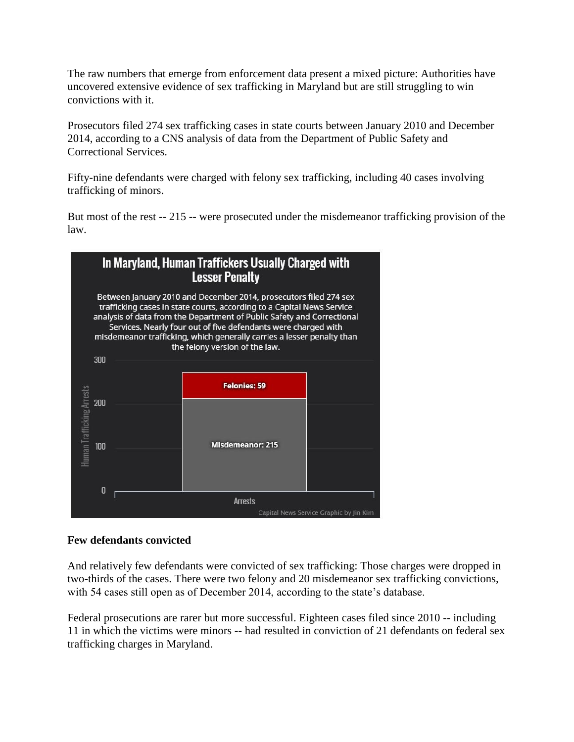The raw numbers that emerge from enforcement data present a mixed picture: Authorities have uncovered extensive evidence of sex trafficking in Maryland but are still struggling to win convictions with it.

Prosecutors filed 274 sex trafficking cases in state courts between January 2010 and December 2014, according to a CNS analysis of data from the Department of Public Safety and Correctional Services.

Fifty-nine defendants were charged with felony sex trafficking, including 40 cases involving trafficking of minors.

But most of the rest -- 215 -- were prosecuted under the misdemeanor trafficking provision of the law.

**In Maryland, Human Traffickers Usually Charged with Lesser Penalty**

Between January 2010 and December 2014, prosecutors filed 274 sex trafficking cases in state courts, according to a Capital News Service analysis of data from the Department of Public Safety and Correctional Services. Nearly four out of five defendants were charged with misdemeanor trafficking, which generally carries a lesser penalty than the felony version of the law.

| Arrests | Human Trafficking Arrests |
| --- | --- |
| Felonies | 59 |
| Misdemeanor | 215 |

Capital News Service Graphic by Jin Kim

## Few defendants convicted

And relatively few defendants were convicted of sex trafficking: Those charges were dropped in two-thirds of the cases. There were two felony and 20 misdemeanor sex trafficking convictions, with 54 cases still open as of December 2014, according to the state's database.

Federal prosecutions are rarer but more successful. Eighteen cases filed since 2010 -- including 11 in which the victims were minors -- had resulted in conviction of 21 defendants on federal sex trafficking charges in Maryland.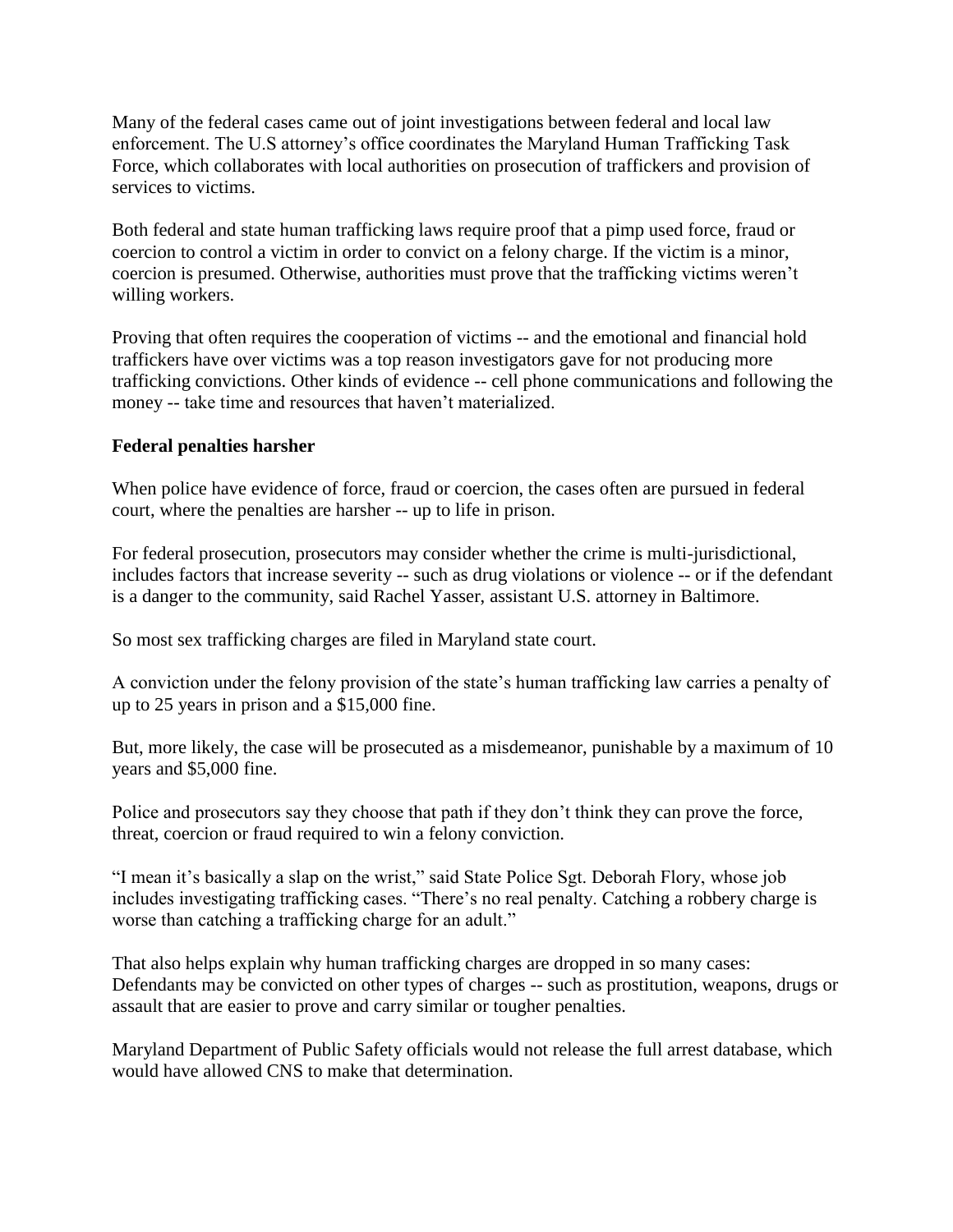Many of the federal cases came out of joint investigations between federal and local law enforcement. The U.S attorney's office coordinates the Maryland Human Trafficking Task Force, which collaborates with local authorities on prosecution of traffickers and provision of services to victims.

Both federal and state human trafficking laws require proof that a pimp used force, fraud or coercion to control a victim in order to convict on a felony charge. If the victim is a minor, coercion is presumed. Otherwise, authorities must prove that the trafficking victims weren't willing workers.

Proving that often requires the cooperation of victims -- and the emotional and financial hold traffickers have over victims was a top reason investigators gave for not producing more trafficking convictions. Other kinds of evidence -- cell phone communications and following the money -- take time and resources that haven't materialized.

**Federal penalties harsher**

When police have evidence of force, fraud or coercion, the cases often are pursued in federal court, where the penalties are harsher -- up to life in prison.

For federal prosecution, prosecutors may consider whether the crime is multi-jurisdictional, includes factors that increase severity -- such as drug violations or violence -- or if the defendant is a danger to the community, said Rachel Yasser, assistant U.S. attorney in Baltimore.

So most sex trafficking charges are filed in Maryland state court.

A conviction under the felony provision of the state's human trafficking law carries a penalty of up to 25 years in prison and a $15,000 fine.

But, more likely, the case will be prosecuted as a misdemeanor, punishable by a maximum of 10 years and $5,000 fine.

Police and prosecutors say they choose that path if they don't think they can prove the force, threat, coercion or fraud required to win a felony conviction.

"I mean it's basically a slap on the wrist," said State Police Sgt. Deborah Flory, whose job includes investigating trafficking cases. "There's no real penalty. Catching a robbery charge is worse than catching a trafficking charge for an adult."

That also helps explain why human trafficking charges are dropped in so many cases: Defendants may be convicted on other types of charges -- such as prostitution, weapons, drugs or assault that are easier to prove and carry similar or tougher penalties.

Maryland Department of Public Safety officials would not release the full arrest database, which would have allowed CNS to make that determination.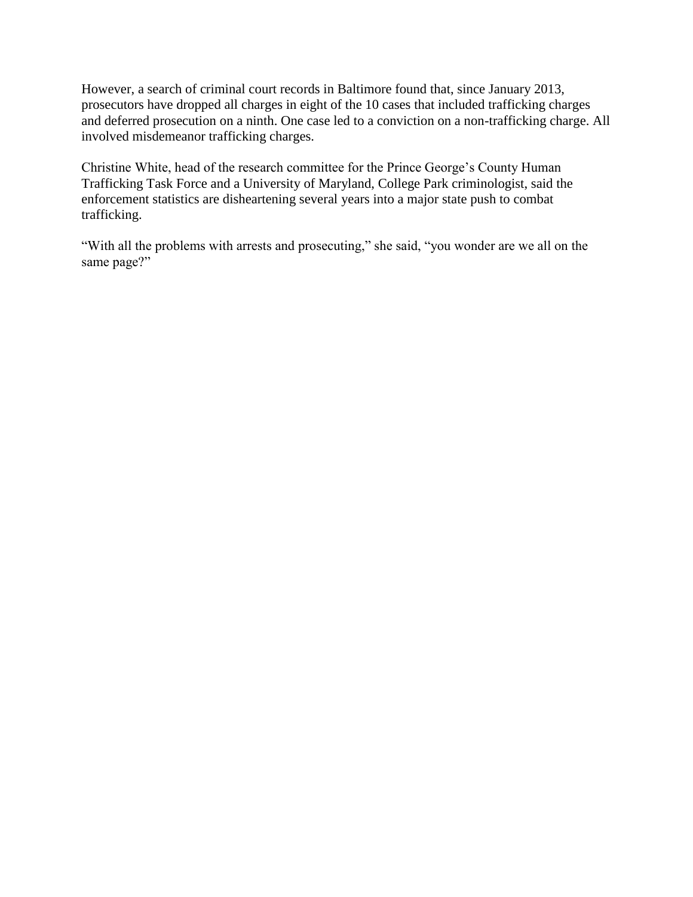However, a search of criminal court records in Baltimore found that, since January 2013, prosecutors have dropped all charges in eight of the 10 cases that included trafficking charges and deferred prosecution on a ninth. One case led to a conviction on a non-trafficking charge. All involved misdemeanor trafficking charges.

Christine White, head of the research committee for the Prince George's County Human Trafficking Task Force and a University of Maryland, College Park criminologist, said the enforcement statistics are disheartening several years into a major state push to combat trafficking.

"With all the problems with arrests and prosecuting," she said, "you wonder are we all on the same page?"